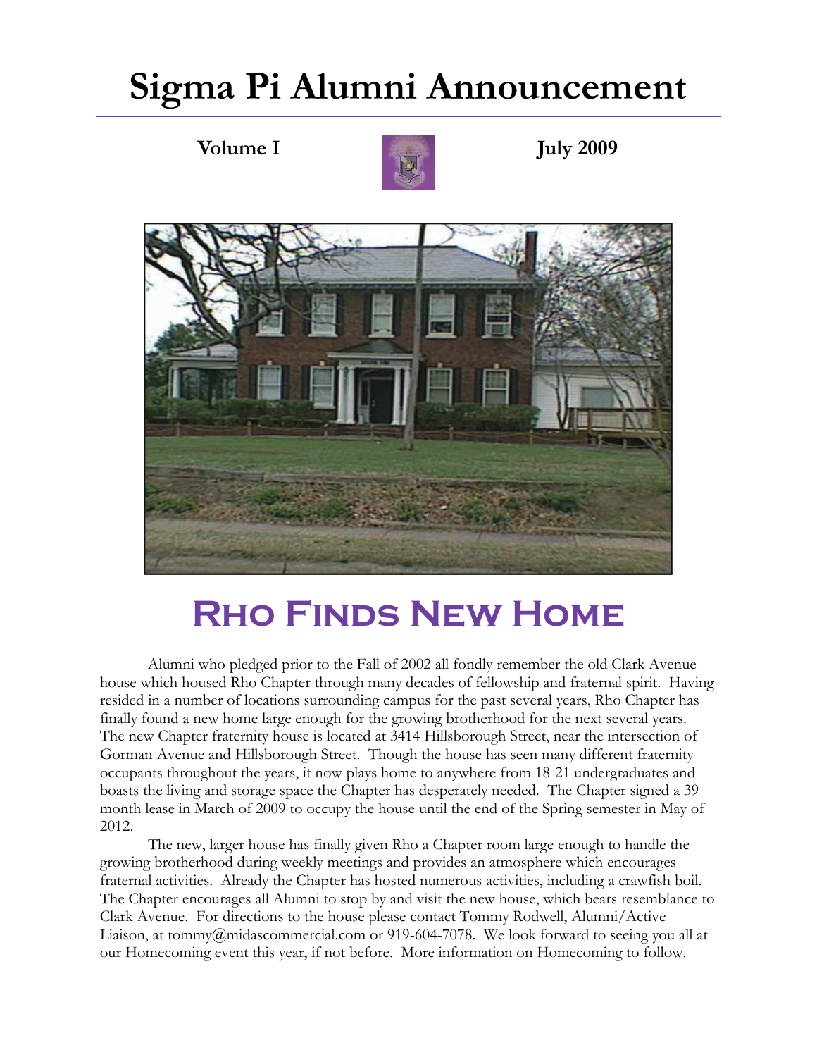# Sigma Pi Alumni Announcement

**Volume I** **July 2009**

## Rho Finds New Home

Alumni who pledged prior to the Fall of 2002 all fondly remember the old Clark Avenue house which housed Rho Chapter through many decades of fellowship and fraternal spirit. Having resided in a number of locations surrounding campus for the past several years, Rho Chapter has finally found a new home large enough for the growing brotherhood for the next several years. The new Chapter fraternity house is located at 3414 Hillsborough Street, near the intersection of Gorman Avenue and Hillsborough Street. Though the house has seen many different fraternity occupants throughout the years, it now plays home to anywhere from 18-21 undergraduates and boasts the living and storage space the Chapter has desperately needed. The Chapter signed a 39 month lease in March of 2009 to occupy the house until the end of the Spring semester in May of 2012.

The new, larger house has finally given Rho a Chapter room large enough to handle the growing brotherhood during weekly meetings and provides an atmosphere which encourages fraternal activities. Already the Chapter has hosted numerous activities, including a crawfish boil. The Chapter encourages all Alumni to stop by and visit the new house, which bears resemblance to Clark Avenue. For directions to the house please contact Tommy Rodwell, Alumni/Active Liaison, at tommy@midascommercial.com or 919-604-7078. We look forward to seeing you all at our Homecoming event this year, if not before. More information on Homecoming to follow.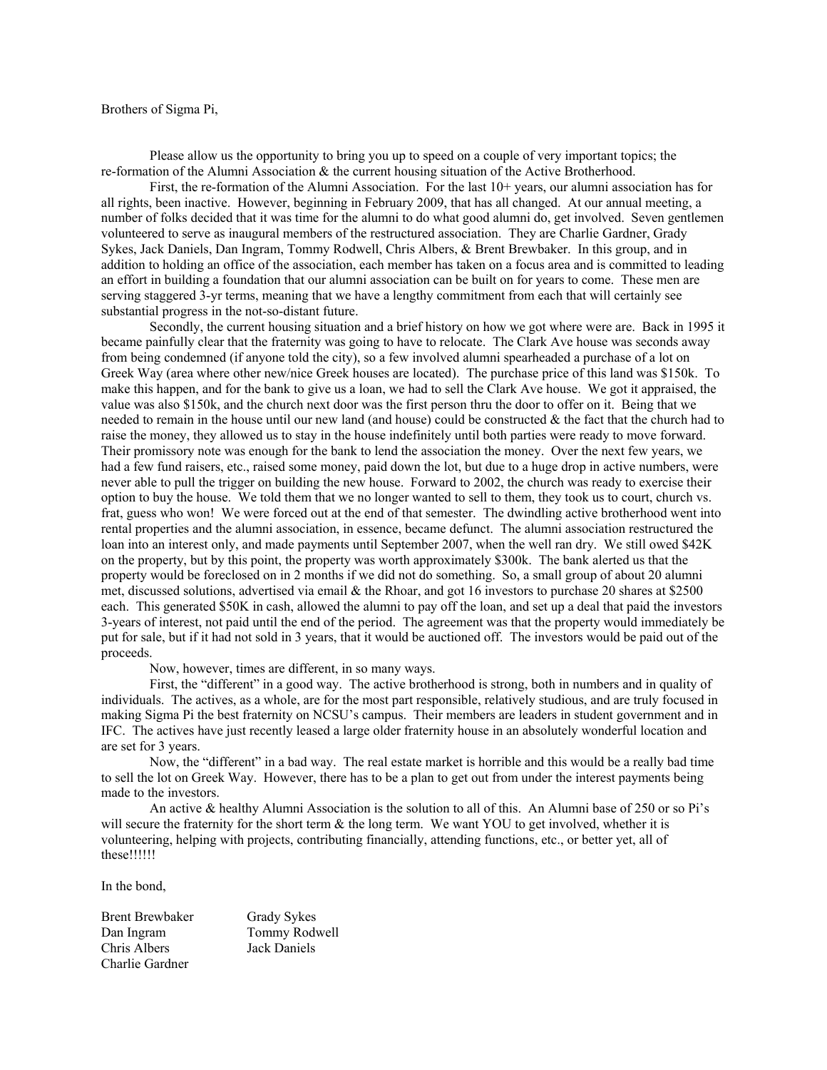Brothers of Sigma Pi,

Please allow us the opportunity to bring you up to speed on a couple of very important topics; the re-formation of the Alumni Association & the current housing situation of the Active Brotherhood.

First, the re-formation of the Alumni Association. For the last 10+ years, our alumni association has for all rights, been inactive. However, beginning in February 2009, that has all changed. At our annual meeting, a number of folks decided that it was time for the alumni to do what good alumni do, get involved. Seven gentlemen volunteered to serve as inaugural members of the restructured association. They are Charlie Gardner, Grady Sykes, Jack Daniels, Dan Ingram, Tommy Rodwell, Chris Albers, & Brent Brewbaker. In this group, and in addition to holding an office of the association, each member has taken on a focus area and is committed to leading an effort in building a foundation that our alumni association can be built on for years to come. These men are serving staggered 3-yr terms, meaning that we have a lengthy commitment from each that will certainly see substantial progress in the not-so-distant future.

Secondly, the current housing situation and a brief history on how we got where were are. Back in 1995 it became painfully clear that the fraternity was going to have to relocate. The Clark Ave house was seconds away from being condemned (if anyone told the city), so a few involved alumni spearheaded a purchase of a lot on Greek Way (area where other new/nice Greek houses are located). The purchase price of this land was $150k. To make this happen, and for the bank to give us a loan, we had to sell the Clark Ave house. We got it appraised, the value was also $150k, and the church next door was the first person thru the door to offer on it. Being that we needed to remain in the house until our new land (and house) could be constructed & the fact that the church had to raise the money, they allowed us to stay in the house indefinitely until both parties were ready to move forward. Their promissory note was enough for the bank to lend the association the money. Over the next few years, we had a few fund raisers, etc., raised some money, paid down the lot, but due to a huge drop in active numbers, were never able to pull the trigger on building the new house. Forward to 2002, the church was ready to exercise their option to buy the house. We told them that we no longer wanted to sell to them, they took us to court, church vs. frat, guess who won! We were forced out at the end of that semester. The dwindling active brotherhood went into rental properties and the alumni association, in essence, became defunct. The alumni association restructured the loan into an interest only, and made payments until September 2007, when the well ran dry. We still owed $42K on the property, but by this point, the property was worth approximately $300k. The bank alerted us that the property would be foreclosed on in 2 months if we did not do something. So, a small group of about 20 alumni met, discussed solutions, advertised via email & the Rhoar, and got 16 investors to purchase 20 shares at $2500 each. This generated $50K in cash, allowed the alumni to pay off the loan, and set up a deal that paid the investors 3-years of interest, not paid until the end of the period. The agreement was that the property would immediately be put for sale, but if it had not sold in 3 years, that it would be auctioned off. The investors would be paid out of the proceeds.

Now, however, times are different, in so many ways.

First, the "different" in a good way. The active brotherhood is strong, both in numbers and in quality of individuals. The actives, as a whole, are for the most part responsible, relatively studious, and are truly focused in making Sigma Pi the best fraternity on NCSU's campus. Their members are leaders in student government and in IFC. The actives have just recently leased a large older fraternity house in an absolutely wonderful location and are set for 3 years.

Now, the "different" in a bad way. The real estate market is horrible and this would be a really bad time to sell the lot on Greek Way. However, there has to be a plan to get out from under the interest payments being made to the investors.

An active & healthy Alumni Association is the solution to all of this. An Alumni base of 250 or so Pi's will secure the fraternity for the short term & the long term. We want YOU to get involved, whether it is volunteering, helping with projects, contributing financially, attending functions, etc., or better yet, all of these!!!!!!

In the bond,

Brent Brewbaker
Dan Ingram
Chris Albers
Charlie Gardner
Grady Sykes
Tommy Rodwell
Jack Daniels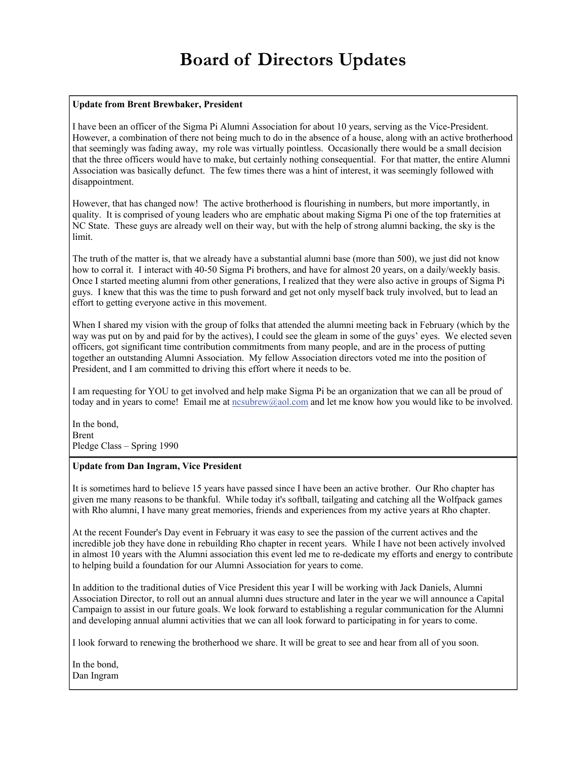# Board of Directors Updates

**Update from Brent Brewbaker, President**

I have been an officer of the Sigma Pi Alumni Association for about 10 years, serving as the Vice-President. However, a combination of there not being much to do in the absence of a house, along with an active brotherhood that seemingly was fading away, my role was virtually pointless. Occasionally there would be a small decision that the three officers would have to make, but certainly nothing consequential. For that matter, the entire Alumni Association was basically defunct. The few times there was a hint of interest, it was seemingly followed with disappointment.

However, that has changed now! The active brotherhood is flourishing in numbers, but more importantly, in quality. It is comprised of young leaders who are emphatic about making Sigma Pi one of the top fraternities at NC State. These guys are already well on their way, but with the help of strong alumni backing, the sky is the limit.

The truth of the matter is, that we already have a substantial alumni base (more than 500), we just did not know how to corral it. I interact with 40-50 Sigma Pi brothers, and have for almost 20 years, on a daily/weekly basis. Once I started meeting alumni from other generations, I realized that they were also active in groups of Sigma Pi guys. I knew that this was the time to push forward and get not only myself back truly involved, but to lead an effort to getting everyone active in this movement.

When I shared my vision with the group of folks that attended the alumni meeting back in February (which by the way was put on by and paid for by the actives), I could see the gleam in some of the guys' eyes. We elected seven officers, got significant time contribution commitments from many people, and are in the process of putting together an outstanding Alumni Association. My fellow Association directors voted me into the position of President, and I am committed to driving this effort where it needs to be.

I am requesting for YOU to get involved and help make Sigma Pi be an organization that we can all be proud of today and in years to come! Email me at ncsubrew@aol.com and let me know how you would like to be involved.

In the bond,
Brent
Pledge Class – Spring 1990

**Update from Dan Ingram, Vice President**

It is sometimes hard to believe 15 years have passed since I have been an active brother. Our Rho chapter has given me many reasons to be thankful. While today it's softball, tailgating and catching all the Wolfpack games with Rho alumni, I have many great memories, friends and experiences from my active years at Rho chapter.

At the recent Founder's Day event in February it was easy to see the passion of the current actives and the incredible job they have done in rebuilding Rho chapter in recent years. While I have not been actively involved in almost 10 years with the Alumni association this event led me to re-dedicate my efforts and energy to contribute to helping build a foundation for our Alumni Association for years to come.

In addition to the traditional duties of Vice President this year I will be working with Jack Daniels, Alumni Association Director, to roll out an annual alumni dues structure and later in the year we will announce a Capital Campaign to assist in our future goals. We look forward to establishing a regular communication for the Alumni and developing annual alumni activities that we can all look forward to participating in for years to come.

I look forward to renewing the brotherhood we share. It will be great to see and hear from all of you soon.

In the bond,
Dan Ingram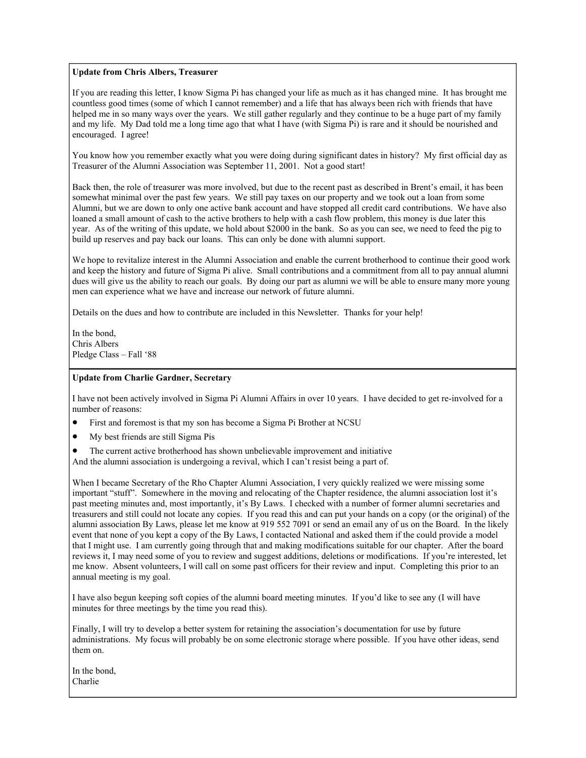**Update from Chris Albers, Treasurer**

If you are reading this letter, I know Sigma Pi has changed your life as much as it has changed mine. It has brought me countless good times (some of which I cannot remember) and a life that has always been rich with friends that have helped me in so many ways over the years. We still gather regularly and they continue to be a huge part of my family and my life. My Dad told me a long time ago that what I have (with Sigma Pi) is rare and it should be nourished and encouraged. I agree!

You know how you remember exactly what you were doing during significant dates in history? My first official day as Treasurer of the Alumni Association was September 11, 2001. Not a good start!

Back then, the role of treasurer was more involved, but due to the recent past as described in Brent's email, it has been somewhat minimal over the past few years. We still pay taxes on our property and we took out a loan from some Alumni, but we are down to only one active bank account and have stopped all credit card contributions. We have also loaned a small amount of cash to the active brothers to help with a cash flow problem, this money is due later this year. As of the writing of this update, we hold about $2000 in the bank. So as you can see, we need to feed the pig to build up reserves and pay back our loans. This can only be done with alumni support.

We hope to revitalize interest in the Alumni Association and enable the current brotherhood to continue their good work and keep the history and future of Sigma Pi alive. Small contributions and a commitment from all to pay annual alumni dues will give us the ability to reach our goals. By doing our part as alumni we will be able to ensure many more young men can experience what we have and increase our network of future alumni.

Details on the dues and how to contribute are included in this Newsletter. Thanks for your help!

In the bond,
Chris Albers
Pledge Class – Fall '88

**Update from Charlie Gardner, Secretary**

I have not been actively involved in Sigma Pi Alumni Affairs in over 10 years. I have decided to get re-involved for a number of reasons:

- First and foremost is that my son has become a Sigma Pi Brother at NCSU
- My best friends are still Sigma Pis
- The current active brotherhood has shown unbelievable improvement and initiative

And the alumni association is undergoing a revival, which I can't resist being a part of.

When I became Secretary of the Rho Chapter Alumni Association, I very quickly realized we were missing some important "stuff". Somewhere in the moving and relocating of the Chapter residence, the alumni association lost it's past meeting minutes and, most importantly, it's By Laws. I checked with a number of former alumni secretaries and treasurers and still could not locate any copies. If you read this and can put your hands on a copy (or the original) of the alumni association By Laws, please let me know at 919 552 7091 or send an email any of us on the Board. In the likely event that none of you kept a copy of the By Laws, I contacted National and asked them if the could provide a model that I might use. I am currently going through that and making modifications suitable for our chapter. After the board reviews it, I may need some of you to review and suggest additions, deletions or modifications. If you're interested, let me know. Absent volunteers, I will call on some past officers for their review and input. Completing this prior to an annual meeting is my goal.

I have also begun keeping soft copies of the alumni board meeting minutes. If you'd like to see any (I will have minutes for three meetings by the time you read this).

Finally, I will try to develop a better system for retaining the association's documentation for use by future administrations. My focus will probably be on some electronic storage where possible. If you have other ideas, send them on.

In the bond,
Charlie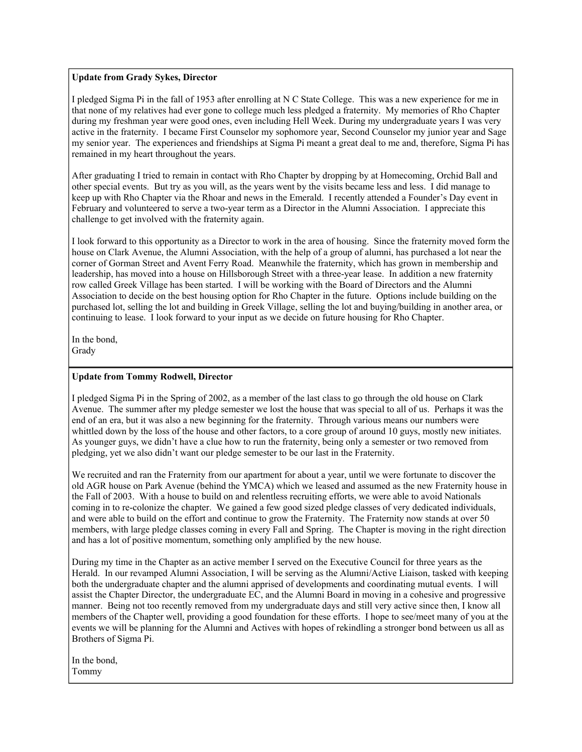**Update from Grady Sykes, Director**

I pledged Sigma Pi in the fall of 1953 after enrolling at N C State College. This was a new experience for me in that none of my relatives had ever gone to college much less pledged a fraternity. My memories of Rho Chapter during my freshman year were good ones, even including Hell Week. During my undergraduate years I was very active in the fraternity. I became First Counselor my sophomore year, Second Counselor my junior year and Sage my senior year. The experiences and friendships at Sigma Pi meant a great deal to me and, therefore, Sigma Pi has remained in my heart throughout the years.

After graduating I tried to remain in contact with Rho Chapter by dropping by at Homecoming, Orchid Ball and other special events. But try as you will, as the years went by the visits became less and less. I did manage to keep up with Rho Chapter via the Rhoar and news in the Emerald. I recently attended a Founder's Day event in February and volunteered to serve a two-year term as a Director in the Alumni Association. I appreciate this challenge to get involved with the fraternity again.

I look forward to this opportunity as a Director to work in the area of housing. Since the fraternity moved form the house on Clark Avenue, the Alumni Association, with the help of a group of alumni, has purchased a lot near the corner of Gorman Street and Avent Ferry Road. Meanwhile the fraternity, which has grown in membership and leadership, has moved into a house on Hillsborough Street with a three-year lease. In addition a new fraternity row called Greek Village has been started. I will be working with the Board of Directors and the Alumni Association to decide on the best housing option for Rho Chapter in the future. Options include building on the purchased lot, selling the lot and building in Greek Village, selling the lot and buying/building in another area, or continuing to lease. I look forward to your input as we decide on future housing for Rho Chapter.

In the bond,
Grady

**Update from Tommy Rodwell, Director**

I pledged Sigma Pi in the Spring of 2002, as a member of the last class to go through the old house on Clark Avenue. The summer after my pledge semester we lost the house that was special to all of us. Perhaps it was the end of an era, but it was also a new beginning for the fraternity. Through various means our numbers were whittled down by the loss of the house and other factors, to a core group of around 10 guys, mostly new initiates. As younger guys, we didn't have a clue how to run the fraternity, being only a semester or two removed from pledging, yet we also didn't want our pledge semester to be our last in the Fraternity.

We recruited and ran the Fraternity from our apartment for about a year, until we were fortunate to discover the old AGR house on Park Avenue (behind the YMCA) which we leased and assumed as the new Fraternity house in the Fall of 2003. With a house to build on and relentless recruiting efforts, we were able to avoid Nationals coming in to re-colonize the chapter. We gained a few good sized pledge classes of very dedicated individuals, and were able to build on the effort and continue to grow the Fraternity. The Fraternity now stands at over 50 members, with large pledge classes coming in every Fall and Spring. The Chapter is moving in the right direction and has a lot of positive momentum, something only amplified by the new house.

During my time in the Chapter as an active member I served on the Executive Council for three years as the Herald. In our revamped Alumni Association, I will be serving as the Alumni/Active Liaison, tasked with keeping both the undergraduate chapter and the alumni apprised of developments and coordinating mutual events. I will assist the Chapter Director, the undergraduate EC, and the Alumni Board in moving in a cohesive and progressive manner. Being not too recently removed from my undergraduate days and still very active since then, I know all members of the Chapter well, providing a good foundation for these efforts. I hope to see/meet many of you at the events we will be planning for the Alumni and Actives with hopes of rekindling a stronger bond between us all as Brothers of Sigma Pi.

In the bond,
Tommy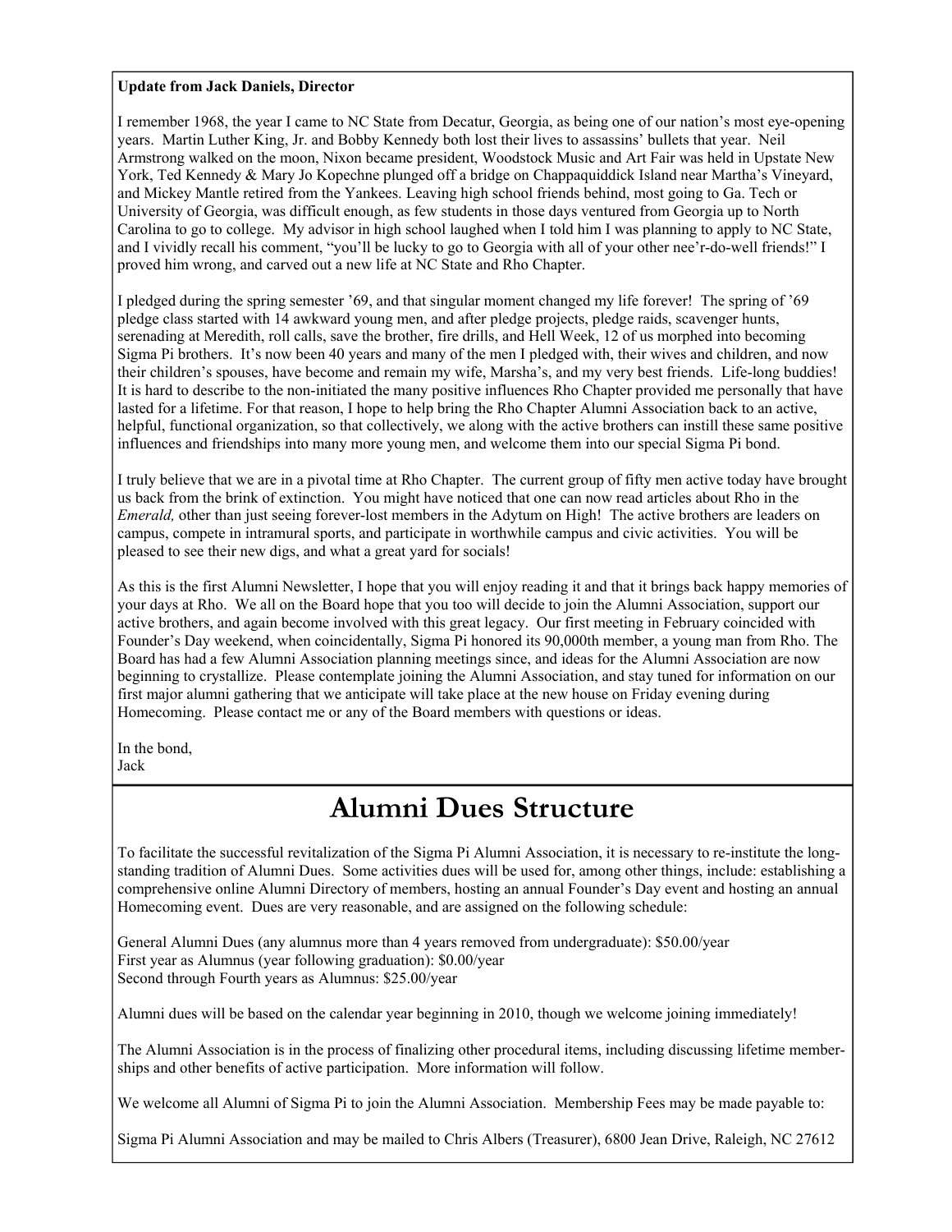**Update from Jack Daniels, Director**

I remember 1968, the year I came to NC State from Decatur, Georgia, as being one of our nation's most eye-opening years. Martin Luther King, Jr. and Bobby Kennedy both lost their lives to assassins' bullets that year. Neil Armstrong walked on the moon, Nixon became president, Woodstock Music and Art Fair was held in Upstate New York, Ted Kennedy & Mary Jo Kopechne plunged off a bridge on Chappaquiddick Island near Martha's Vineyard, and Mickey Mantle retired from the Yankees. Leaving high school friends behind, most going to Ga. Tech or University of Georgia, was difficult enough, as few students in those days ventured from Georgia up to North Carolina to go to college. My advisor in high school laughed when I told him I was planning to apply to NC State, and I vividly recall his comment, "you'll be lucky to go to Georgia with all of your other nee'r-do-well friends!" I proved him wrong, and carved out a new life at NC State and Rho Chapter.

I pledged during the spring semester '69, and that singular moment changed my life forever! The spring of '69 pledge class started with 14 awkward young men, and after pledge projects, pledge raids, scavenger hunts, serenading at Meredith, roll calls, save the brother, fire drills, and Hell Week, 12 of us morphed into becoming Sigma Pi brothers. It's now been 40 years and many of the men I pledged with, their wives and children, and now their children's spouses, have become and remain my wife, Marsha's, and my very best friends. Life-long buddies! It is hard to describe to the non-initiated the many positive influences Rho Chapter provided me personally that have lasted for a lifetime. For that reason, I hope to help bring the Rho Chapter Alumni Association back to an active, helpful, functional organization, so that collectively, we along with the active brothers can instill these same positive influences and friendships into many more young men, and welcome them into our special Sigma Pi bond.

I truly believe that we are in a pivotal time at Rho Chapter. The current group of fifty men active today have brought us back from the brink of extinction. You might have noticed that one can now read articles about Rho in the *Emerald,* other than just seeing forever-lost members in the Adytum on High! The active brothers are leaders on campus, compete in intramural sports, and participate in worthwhile campus and civic activities. You will be pleased to see their new digs, and what a great yard for socials!

As this is the first Alumni Newsletter, I hope that you will enjoy reading it and that it brings back happy memories of your days at Rho. We all on the Board hope that you too will decide to join the Alumni Association, support our active brothers, and again become involved with this great legacy. Our first meeting in February coincided with Founder's Day weekend, when coincidentally, Sigma Pi honored its 90,000th member, a young man from Rho. The Board has had a few Alumni Association planning meetings since, and ideas for the Alumni Association are now beginning to crystallize. Please contemplate joining the Alumni Association, and stay tuned for information on our first major alumni gathering that we anticipate will take place at the new house on Friday evening during Homecoming. Please contact me or any of the Board members with questions or ideas.

In the bond,
Jack

# Alumni Dues Structure

To facilitate the successful revitalization of the Sigma Pi Alumni Association, it is necessary to re-institute the long-standing tradition of Alumni Dues. Some activities dues will be used for, among other things, include: establishing a comprehensive online Alumni Directory of members, hosting an annual Founder's Day event and hosting an annual Homecoming event. Dues are very reasonable, and are assigned on the following schedule:

General Alumni Dues (any alumnus more than 4 years removed from undergraduate): $50.00/year
First year as Alumnus (year following graduation): $0.00/year
Second through Fourth years as Alumnus: $25.00/year

Alumni dues will be based on the calendar year beginning in 2010, though we welcome joining immediately!

The Alumni Association is in the process of finalizing other procedural items, including discussing lifetime memberships and other benefits of active participation. More information will follow.

We welcome all Alumni of Sigma Pi to join the Alumni Association. Membership Fees may be made payable to:

Sigma Pi Alumni Association and may be mailed to Chris Albers (Treasurer), 6800 Jean Drive, Raleigh, NC 27612